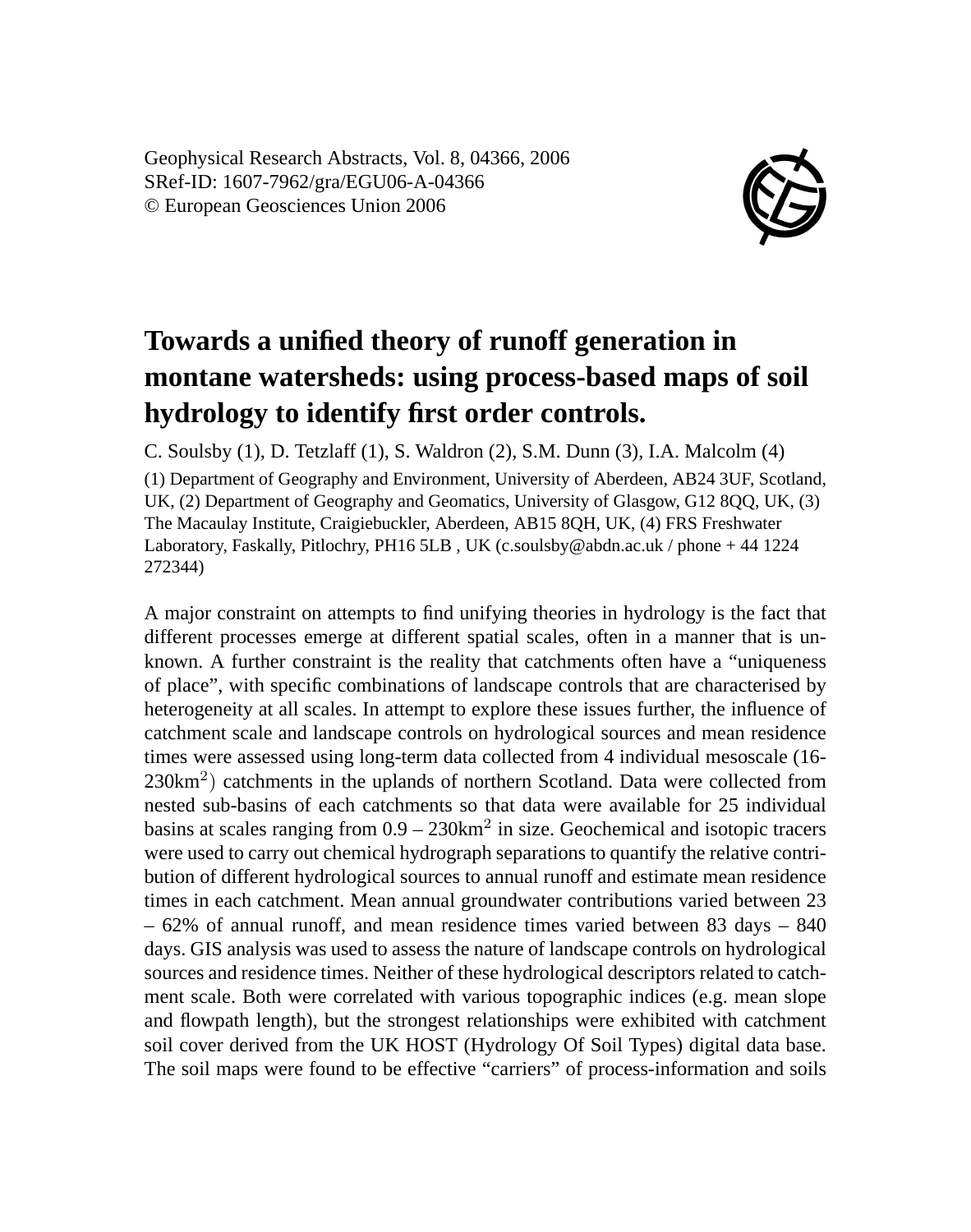Geophysical Research Abstracts, Vol. 8, 04366, 2006
SRef-ID: 1607-7962/gra/EGU06-A-04366
© European Geosciences Union 2006

# Towards a unified theory of runoff generation in montane watersheds: using process-based maps of soil hydrology to identify first order controls.

C. Soulsby (1), D. Tetzlaff (1), S. Waldron (2), S.M. Dunn (3), I.A. Malcolm (4)

(1) Department of Geography and Environment, University of Aberdeen, AB24 3UF, Scotland, UK, (2) Department of Geography and Geomatics, University of Glasgow, G12 8QQ, UK, (3) The Macaulay Institute, Craigiebuckler, Aberdeen, AB15 8QH, UK, (4) FRS Freshwater Laboratory, Faskally, Pitlochry, PH16 5LB , UK (c.soulsby@abdn.ac.uk / phone + 44 1224 272344)

A major constraint on attempts to find unifying theories in hydrology is the fact that different processes emerge at different spatial scales, often in a manner that is unknown. A further constraint is the reality that catchments often have a "uniqueness of place", with specific combinations of landscape controls that are characterised by heterogeneity at all scales. In attempt to explore these issues further, the influence of catchment scale and landscape controls on hydrological sources and mean residence times were assessed using long-term data collected from 4 individual mesoscale (16-230km$^2$) catchments in the uplands of northern Scotland. Data were collected from nested sub-basins of each catchments so that data were available for 25 individual basins at scales ranging from 0.9 – 230km$^2$ in size. Geochemical and isotopic tracers were used to carry out chemical hydrograph separations to quantify the relative contribution of different hydrological sources to annual runoff and estimate mean residence times in each catchment. Mean annual groundwater contributions varied between 23 – 62% of annual runoff, and mean residence times varied between 83 days – 840 days. GIS analysis was used to assess the nature of landscape controls on hydrological sources and residence times. Neither of these hydrological descriptors related to catchment scale. Both were correlated with various topographic indices (e.g. mean slope and flowpath length), but the strongest relationships were exhibited with catchment soil cover derived from the UK HOST (Hydrology Of Soil Types) digital data base. The soil maps were found to be effective "carriers" of process-information and soils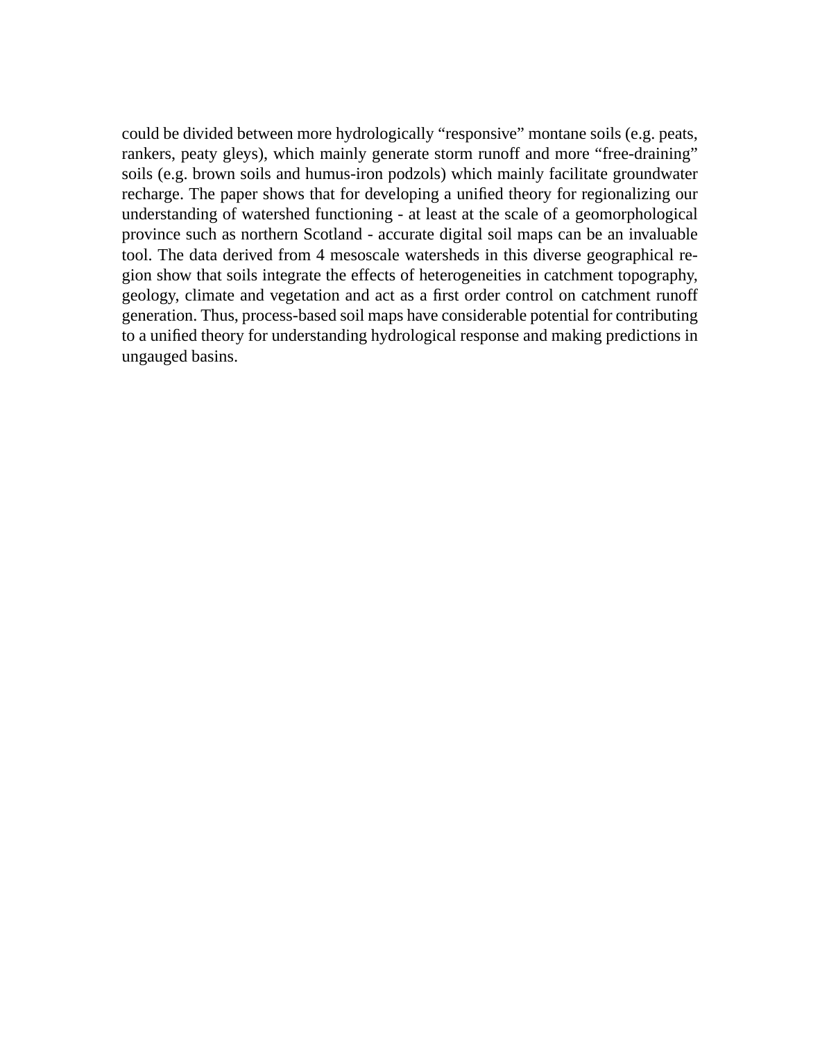could be divided between more hydrologically "responsive" montane soils (e.g. peats, rankers, peaty gleys), which mainly generate storm runoff and more "free-draining" soils (e.g. brown soils and humus-iron podzols) which mainly facilitate groundwater recharge. The paper shows that for developing a unified theory for regionalizing our understanding of watershed functioning - at least at the scale of a geomorphological province such as northern Scotland - accurate digital soil maps can be an invaluable tool. The data derived from 4 mesoscale watersheds in this diverse geographical region show that soils integrate the effects of heterogeneities in catchment topography, geology, climate and vegetation and act as a first order control on catchment runoff generation. Thus, process-based soil maps have considerable potential for contributing to a unified theory for understanding hydrological response and making predictions in ungauged basins.